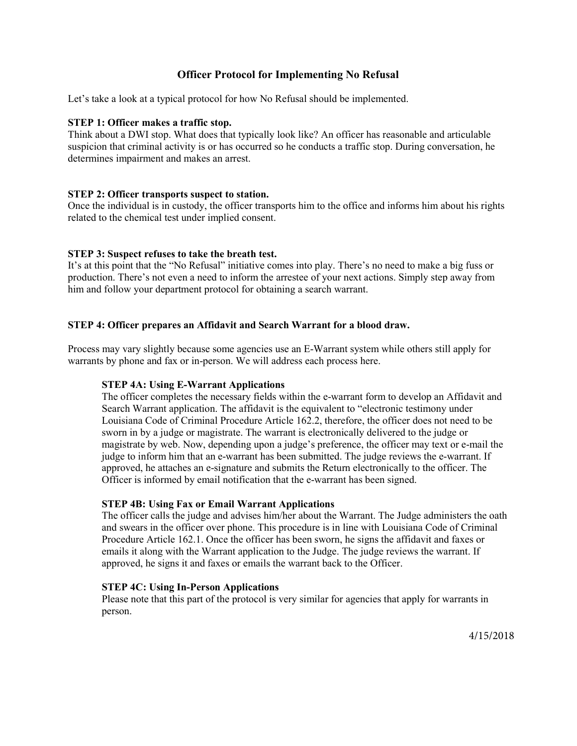# Officer Protocol for Implementing No Refusal

Let's take a look at a typical protocol for how No Refusal should be implemented.

**STEP 1: Officer makes a traffic stop.**
Think about a DWI stop. What does that typically look like? An officer has reasonable and articulable suspicion that criminal activity is or has occurred so he conducts a traffic stop. During conversation, he determines impairment and makes an arrest.

**STEP 2: Officer transports suspect to station.**
Once the individual is in custody, the officer transports him to the office and informs him about his rights related to the chemical test under implied consent.

**STEP 3: Suspect refuses to take the breath test.**
It's at this point that the "No Refusal" initiative comes into play. There's no need to make a big fuss or production. There's not even a need to inform the arrestee of your next actions. Simply step away from him and follow your department protocol for obtaining a search warrant.

**STEP 4: Officer prepares an Affidavit and Search Warrant for a blood draw.**

Process may vary slightly because some agencies use an E-Warrant system while others still apply for warrants by phone and fax or in-person. We will address each process here.

**STEP 4A: Using E-Warrant Applications**
The officer completes the necessary fields within the e-warrant form to develop an Affidavit and Search Warrant application. The affidavit is the equivalent to "electronic testimony under Louisiana Code of Criminal Procedure Article 162.2, therefore, the officer does not need to be sworn in by a judge or magistrate. The warrant is electronically delivered to the judge or magistrate by web. Now, depending upon a judge's preference, the officer may text or e-mail the judge to inform him that an e-warrant has been submitted. The judge reviews the e-warrant. If approved, he attaches an e-signature and submits the Return electronically to the officer. The Officer is informed by email notification that the e-warrant has been signed.

**STEP 4B: Using Fax or Email Warrant Applications**
The officer calls the judge and advises him/her about the Warrant. The Judge administers the oath and swears in the officer over phone. This procedure is in line with Louisiana Code of Criminal Procedure Article 162.1. Once the officer has been sworn, he signs the affidavit and faxes or emails it along with the Warrant application to the Judge. The judge reviews the warrant. If approved, he signs it and faxes or emails the warrant back to the Officer.

**STEP 4C: Using In-Person Applications**
Please note that this part of the protocol is very similar for agencies that apply for warrants in person.

4/15/2018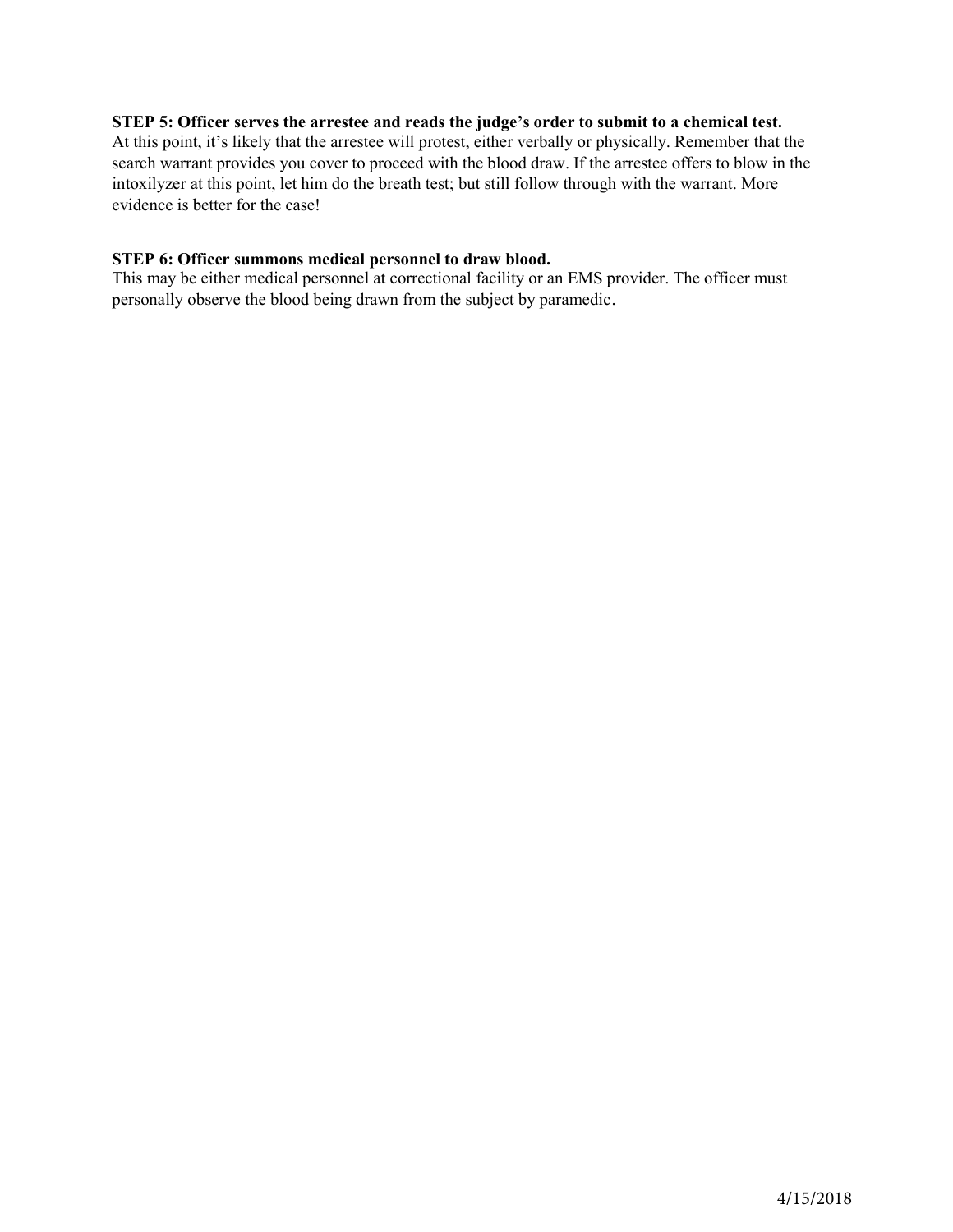**STEP 5: Officer serves the arrestee and reads the judge's order to submit to a chemical test.**
At this point, it's likely that the arrestee will protest, either verbally or physically. Remember that the search warrant provides you cover to proceed with the blood draw. If the arrestee offers to blow in the intoxilyzer at this point, let him do the breath test; but still follow through with the warrant. More evidence is better for the case!

**STEP 6: Officer summons medical personnel to draw blood.**
This may be either medical personnel at correctional facility or an EMS provider. The officer must personally observe the blood being drawn from the subject by paramedic.

4/15/2018